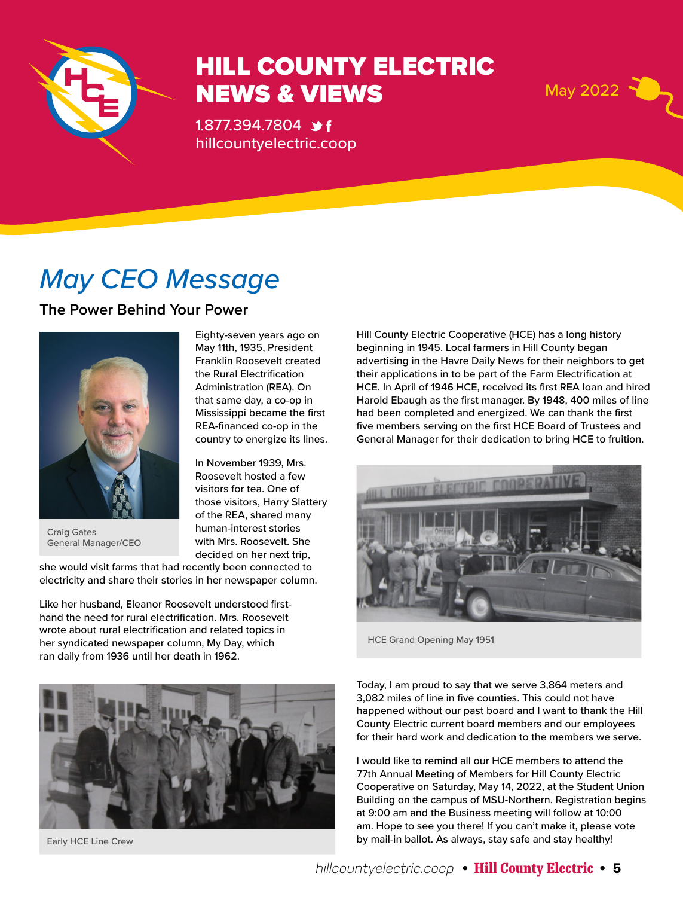# HILL COUNTY ELECTRIC NEWS & VIEWS

1.877.394.7804

hillcountyelectric.coop

May 2022

## *May CEO Message*

### The Power Behind Your Power

Craig Gates
General Manager/CEO

Eighty-seven years ago on May 11th, 1935, President Franklin Roosevelt created the Rural Electrification Administration (REA). On that same day, a co-op in Mississippi became the first REA-financed co-op in the country to energize its lines.

In November 1939, Mrs. Roosevelt hosted a few visitors for tea. One of those visitors, Harry Slattery of the REA, shared many human-interest stories with Mrs. Roosevelt. She decided on her next trip, she would visit farms that had recently been connected to electricity and share their stories in her newspaper column.

Like her husband, Eleanor Roosevelt understood first-hand the need for rural electrification. Mrs. Roosevelt wrote about rural electrification and related topics in her syndicated newspaper column, My Day, which ran daily from 1936 until her death in 1962.

Early HCE Line Crew

Hill County Electric Cooperative (HCE) has a long history beginning in 1945. Local farmers in Hill County began advertising in the Havre Daily News for their neighbors to get their applications in to be part of the Farm Electrification at HCE. In April of 1946 HCE, received its first REA loan and hired Harold Ebaugh as the first manager. By 1948, 400 miles of line had been completed and energized. We can thank the first five members serving on the first HCE Board of Trustees and General Manager for their dedication to bring HCE to fruition.

HCE Grand Opening May 1951

Today, I am proud to say that we serve 3,864 meters and 3,082 miles of line in five counties. This could not have happened without our past board and I want to thank the Hill County Electric current board members and our employees for their hard work and dedication to the members we serve.

I would like to remind all our HCE members to attend the 77th Annual Meeting of Members for Hill County Electric Cooperative on Saturday, May 14, 2022, at the Student Union Building on the campus of MSU-Northern. Registration begins at 9:00 am and the Business meeting will follow at 10:00 am. Hope to see you there! If you can't make it, please vote by mail-in ballot. As always, stay safe and stay healthy!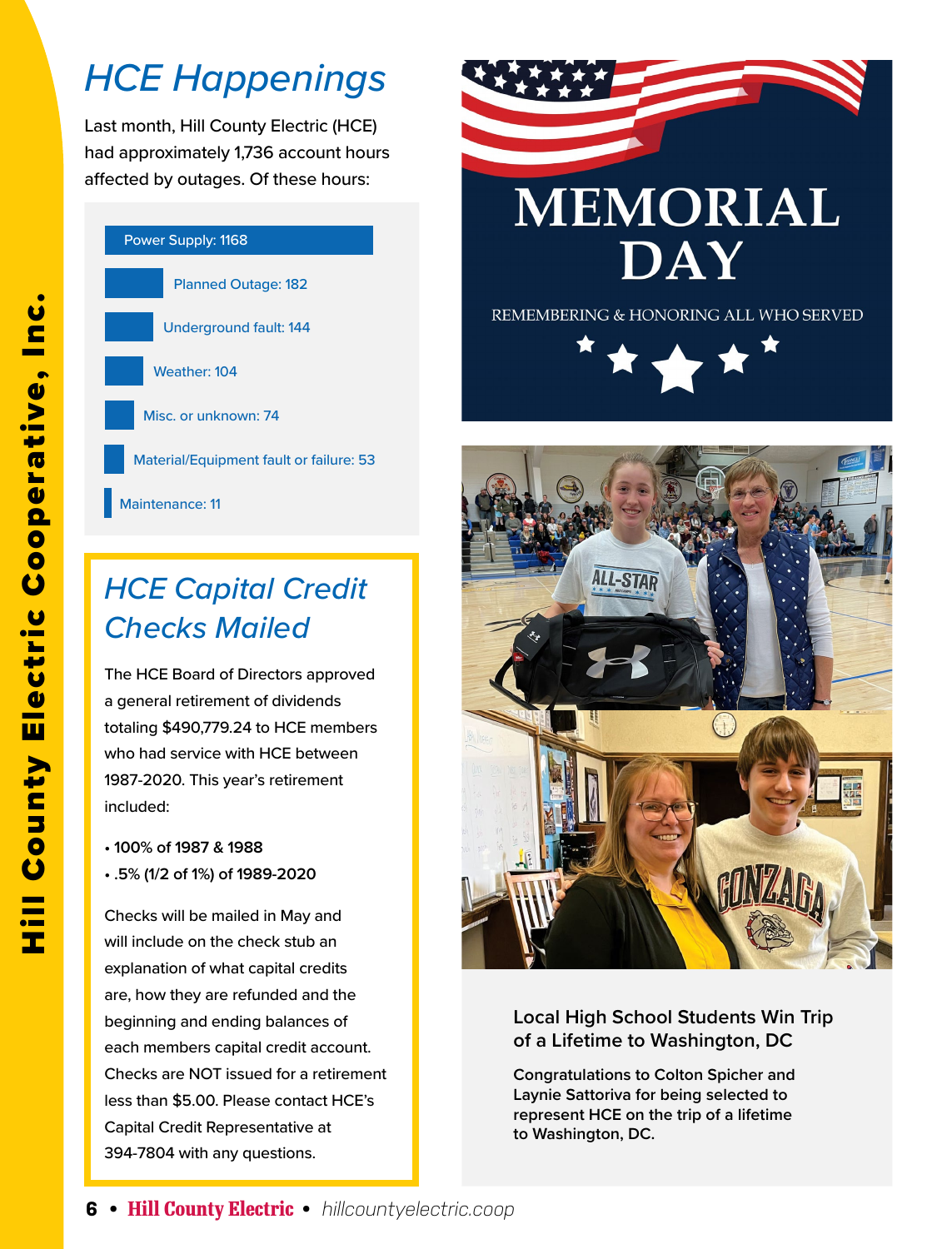# HCE Happenings

Last month, Hill County Electric (HCE) had approximately 1,736 account hours affected by outages. Of these hours:

- Power Supply: 1168
- Planned Outage: 182
- Underground fault: 144
- Weather: 104
- Misc. or unknown: 74
- Material/Equipment fault or failure: 53
- Maintenance: 11

## HCE Capital Credit Checks Mailed

The HCE Board of Directors approved a general retirement of dividends totaling $490,779.24 to HCE members who had service with HCE between 1987-2020. This year's retirement included:

- 100% of 1987 & 1988
- .5% (1/2 of 1%) of 1989-2020

Checks will be mailed in May and will include on the check stub an explanation of what capital credits are, how they are refunded and the beginning and ending balances of each members capital credit account. Checks are NOT issued for a retirement less than $5.00. Please contact HCE's Capital Credit Representative at 394-7804 with any questions.

# MEMORIAL DAY

REMEMBERING & HONORING ALL WHO SERVED

### Local High School Students Win Trip of a Lifetime to Washington, DC

**Congratulations to Colton Spicher and Laynie Sattoriva for being selected to represent HCE on the trip of a lifetime to Washington, DC.**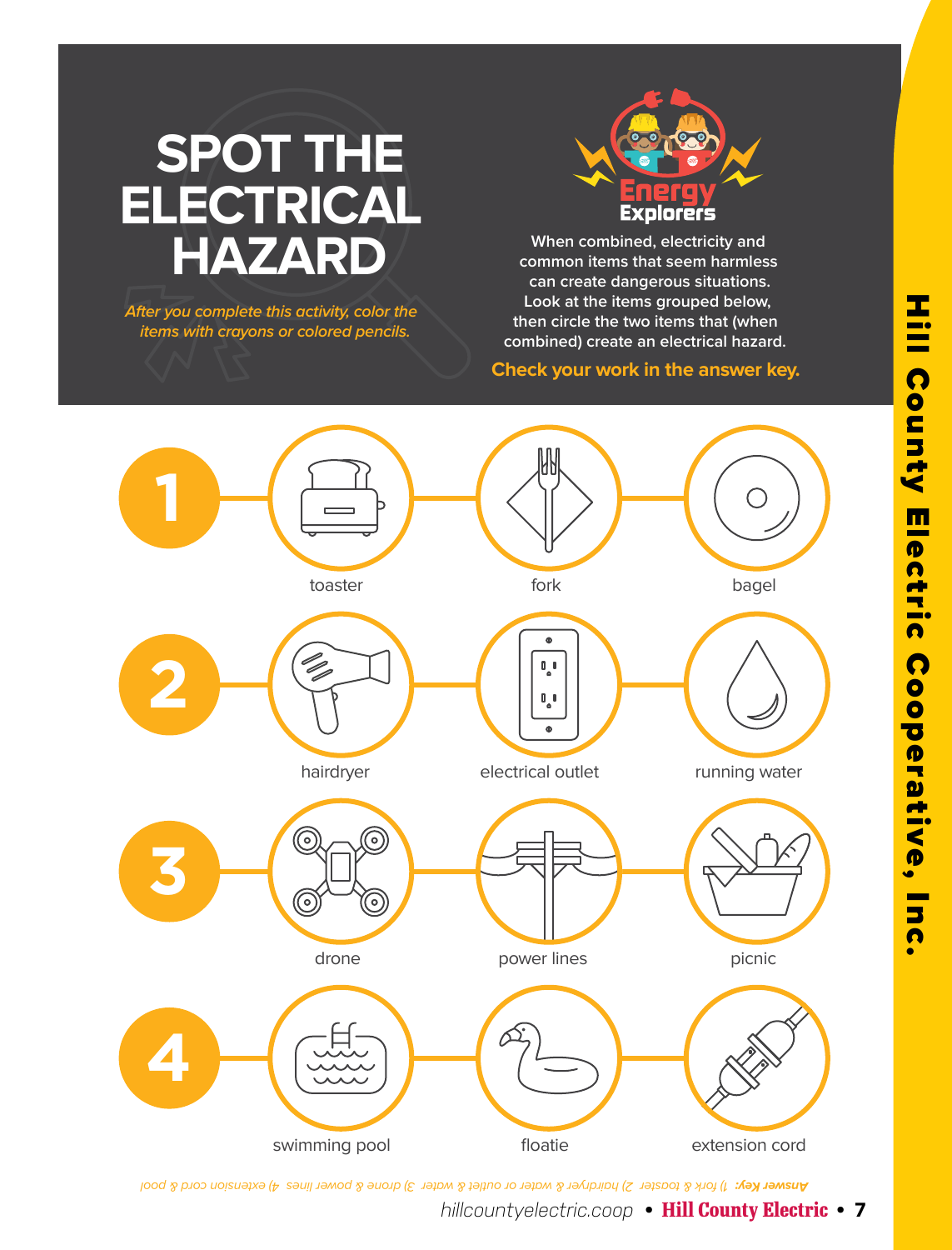# SPOT THE ELECTRICAL HAZARD

*After you complete this activity, color the items with crayons or colored pencils.*

**Energy Explorers**

When combined, electricity and common items that seem harmless can create dangerous situations. Look at the items grouped below, then circle the two items that (when combined) create an electrical hazard.

**Check your work in the answer key.**

**1**
- toaster
- fork
- bagel

**2**
- hairdryer
- electrical outlet
- running water

**3**
- drone
- power lines
- picnic

**4**
- swimming pool
- floatie
- extension cord

***Answer Key:*** *1) fork & toaster 2) hairdryer & water or outlet & water 3) drone & power lines 4) extension cord & pool*

Hill County Electric Cooperative, Inc.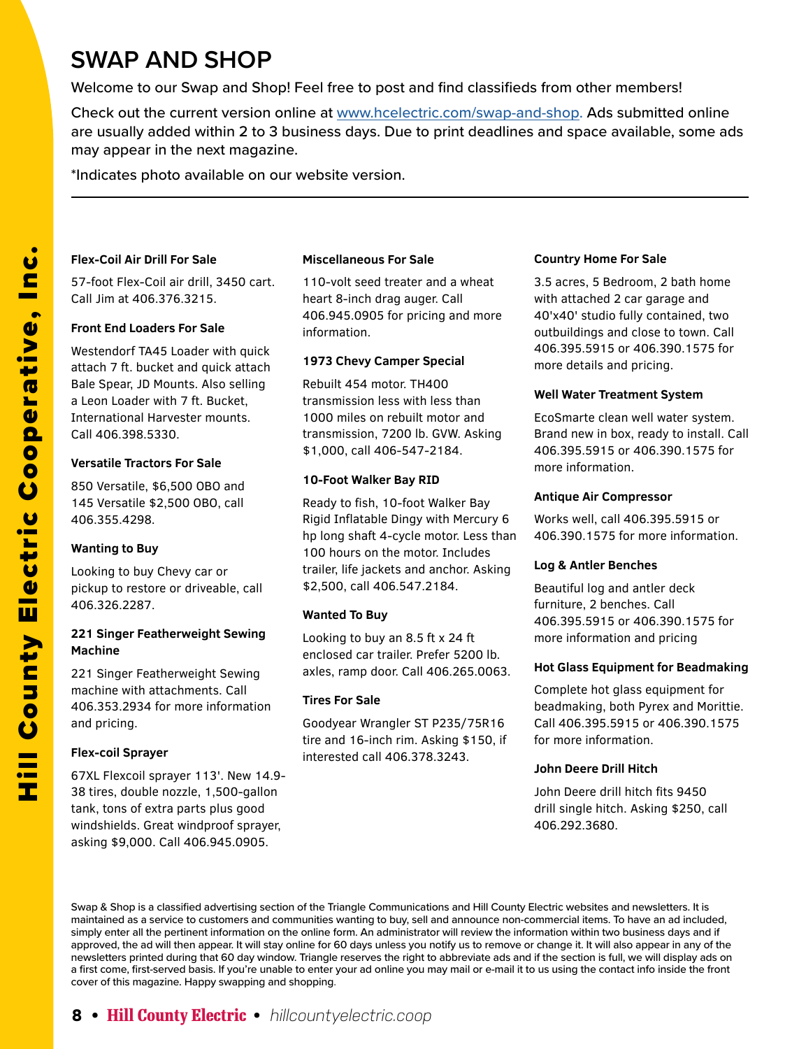# SWAP AND SHOP

Welcome to our Swap and Shop! Feel free to post and find classifieds from other members!

Check out the current version online at www.hcelectric.com/swap-and-shop. Ads submitted online are usually added within 2 to 3 business days. Due to print deadlines and space available, some ads may appear in the next magazine.

*Indicates photo available on our website version.

---

**Flex-Coil Air Drill For Sale**

57-foot Flex-Coil air drill, 3450 cart. Call Jim at 406.376.3215.

**Front End Loaders For Sale**

Westendorf TA45 Loader with quick attach 7 ft. bucket and quick attach Bale Spear, JD Mounts. Also selling a Leon Loader with 7 ft. Bucket, International Harvester mounts. Call 406.398.5330.

**Versatile Tractors For Sale**

850 Versatile, $6,500 OBO and 145 Versatile $2,500 OBO, call 406.355.4298.

**Wanting to Buy**

Looking to buy Chevy car or pickup to restore or driveable, call 406.326.2287.

**221 Singer Featherweight Sewing Machine**

221 Singer Featherweight Sewing machine with attachments. Call 406.353.2934 for more information and pricing.

**Flex-coil Sprayer**

67XL Flexcoil sprayer 113'. New 14.9-38 tires, double nozzle, 1,500-gallon tank, tons of extra parts plus good windshields. Great windproof sprayer, asking $9,000. Call 406.945.0905.

**Miscellaneous For Sale**

110-volt seed treater and a wheat heart 8-inch drag auger. Call 406.945.0905 for pricing and more information.

**1973 Chevy Camper Special**

Rebuilt 454 motor. TH400 transmission less with less than 1000 miles on rebuilt motor and transmission, 7200 lb. GVW. Asking $1,000, call 406-547-2184.

**10-Foot Walker Bay RID**

Ready to fish, 10-foot Walker Bay Rigid Inflatable Dingy with Mercury 6 hp long shaft 4-cycle motor. Less than 100 hours on the motor. Includes trailer, life jackets and anchor. Asking $2,500, call 406.547.2184.

**Wanted To Buy**

Looking to buy an 8.5 ft x 24 ft enclosed car trailer. Prefer 5200 lb. axles, ramp door. Call 406.265.0063.

**Tires For Sale**

Goodyear Wrangler ST P235/75R16 tire and 16-inch rim. Asking $150, if interested call 406.378.3243.

**Country Home For Sale**

3.5 acres, 5 Bedroom, 2 bath home with attached 2 car garage and 40'x40' studio fully contained, two outbuildings and close to town. Call 406.395.5915 or 406.390.1575 for more details and pricing.

**Well Water Treatment System**

EcoSmarte clean well water system. Brand new in box, ready to install. Call 406.395.5915 or 406.390.1575 for more information.

**Antique Air Compressor**

Works well, call 406.395.5915 or 406.390.1575 for more information.

**Log & Antler Benches**

Beautiful log and antler deck furniture, 2 benches. Call 406.395.5915 or 406.390.1575 for more information and pricing

**Hot Glass Equipment for Beadmaking**

Complete hot glass equipment for beadmaking, both Pyrex and Morittie. Call 406.395.5915 or 406.390.1575 for more information.

**John Deere Drill Hitch**

John Deere drill hitch fits 9450 drill single hitch. Asking $250, call 406.292.3680.

Swap & Shop is a classified advertising section of the Triangle Communications and Hill County Electric websites and newsletters. It is maintained as a service to customers and communities wanting to buy, sell and announce non-commercial items. To have an ad included, simply enter all the pertinent information on the online form. An administrator will review the information within two business days and if approved, the ad will then appear. It will stay online for 60 days unless you notify us to remove or change it. It will also appear in any of the newsletters printed during that 60 day window. Triangle reserves the right to abbreviate ads and if the section is full, we will display ads on a first come, first-served basis. If you're unable to enter your ad online you may mail or e-mail it to us using the contact info inside the front cover of this magazine. Happy swapping and shopping.